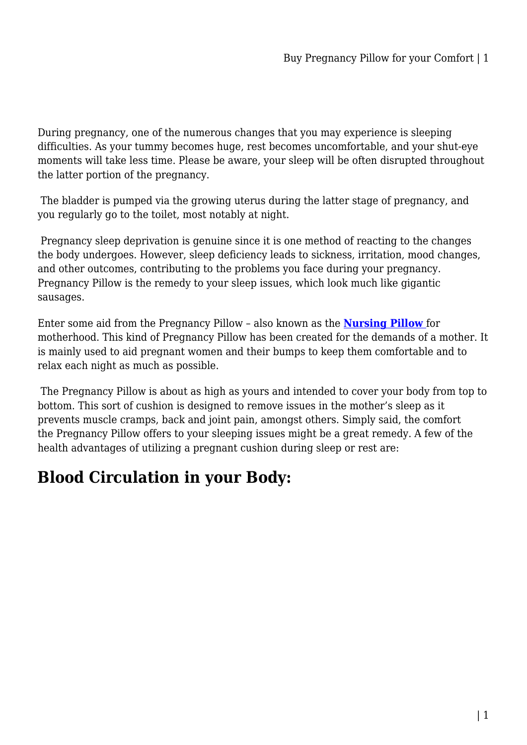During pregnancy, one of the numerous changes that you may experience is sleeping difficulties. As your tummy becomes huge, rest becomes uncomfortable, and your shut-eye moments will take less time. Please be aware, your sleep will be often disrupted throughout the latter portion of the pregnancy.

The bladder is pumped via the growing uterus during the latter stage of pregnancy, and you regularly go to the toilet, most notably at night.

Pregnancy sleep deprivation is genuine since it is one method of reacting to the changes the body undergoes. However, sleep deficiency leads to sickness, irritation, mood changes, and other outcomes, contributing to the problems you face during your pregnancy. Pregnancy Pillow is the remedy to your sleep issues, which look much like gigantic sausages.

Enter some aid from the Pregnancy Pillow – also known as the **Nursing Pillow** for motherhood. This kind of Pregnancy Pillow has been created for the demands of a mother. It is mainly used to aid pregnant women and their bumps to keep them comfortable and to relax each night as much as possible.

The Pregnancy Pillow is about as high as yours and intended to cover your body from top to bottom. This sort of cushion is designed to remove issues in the mother's sleep as it prevents muscle cramps, back and joint pain, amongst others. Simply said, the comfort the Pregnancy Pillow offers to your sleeping issues might be a great remedy. A few of the health advantages of utilizing a pregnant cushion during sleep or rest are:

## Blood Circulation in your Body: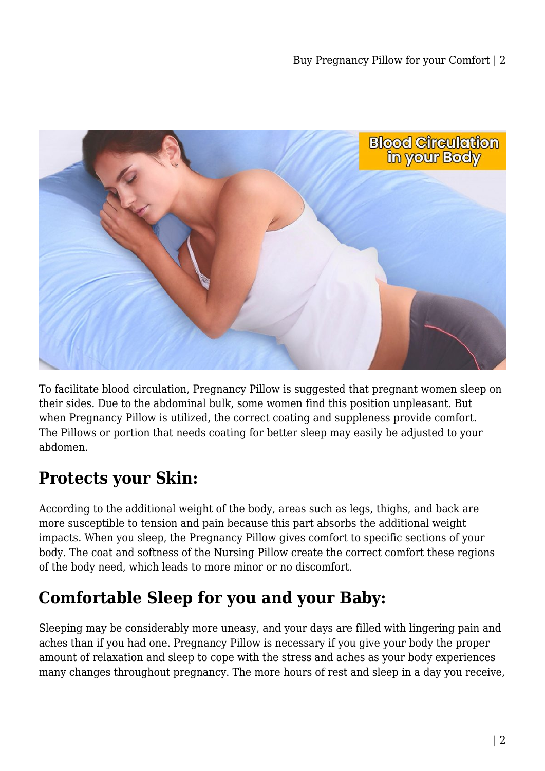To facilitate blood circulation, Pregnancy Pillow is suggested that pregnant women sleep on their sides. Due to the abdominal bulk, some women find this position unpleasant. But when Pregnancy Pillow is utilized, the correct coating and suppleness provide comfort. The Pillows or portion that needs coating for better sleep may easily be adjusted to your abdomen.

## Protects your Skin:

According to the additional weight of the body, areas such as legs, thighs, and back are more susceptible to tension and pain because this part absorbs the additional weight impacts. When you sleep, the Pregnancy Pillow gives comfort to specific sections of your body. The coat and softness of the Nursing Pillow create the correct comfort these regions of the body need, which leads to more minor or no discomfort.

## Comfortable Sleep for you and your Baby:

Sleeping may be considerably more uneasy, and your days are filled with lingering pain and aches than if you had one. Pregnancy Pillow is necessary if you give your body the proper amount of relaxation and sleep to cope with the stress and aches as your body experiences many changes throughout pregnancy. The more hours of rest and sleep in a day you receive,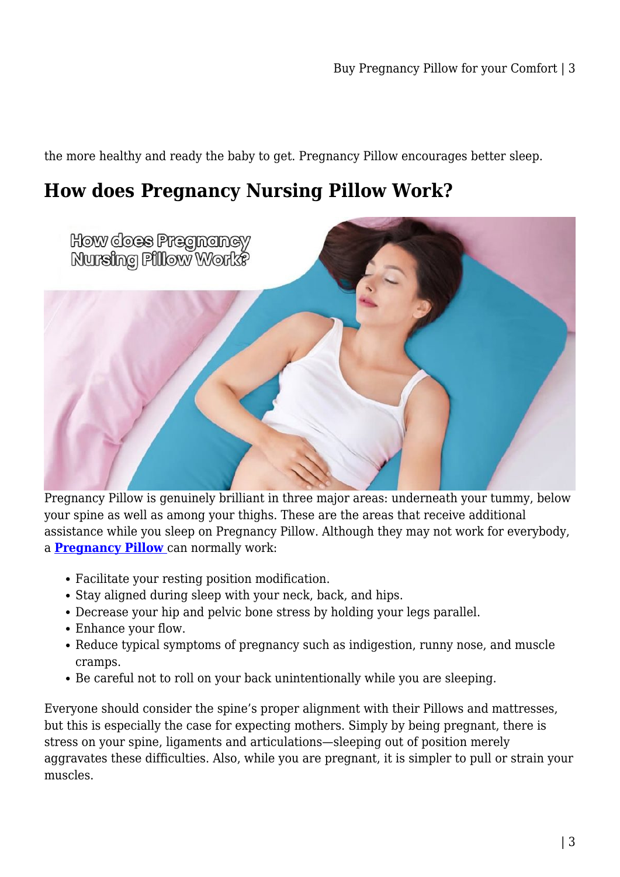the more healthy and ready the baby to get. Pregnancy Pillow encourages better sleep.

## How does Pregnancy Nursing Pillow Work?

Pregnancy Pillow is genuinely brilliant in three major areas: underneath your tummy, below your spine as well as among your thighs. These are the areas that receive additional assistance while you sleep on Pregnancy Pillow. Although they may not work for everybody, a **Pregnancy Pillow** can normally work:

- Facilitate your resting position modification.
- Stay aligned during sleep with your neck, back, and hips.
- Decrease your hip and pelvic bone stress by holding your legs parallel.
- Enhance your flow.
- Reduce typical symptoms of pregnancy such as indigestion, runny nose, and muscle cramps.
- Be careful not to roll on your back unintentionally while you are sleeping.

Everyone should consider the spine's proper alignment with their Pillows and mattresses, but this is especially the case for expecting mothers. Simply by being pregnant, there is stress on your spine, ligaments and articulations—sleeping out of position merely aggravates these difficulties. Also, while you are pregnant, it is simpler to pull or strain your muscles.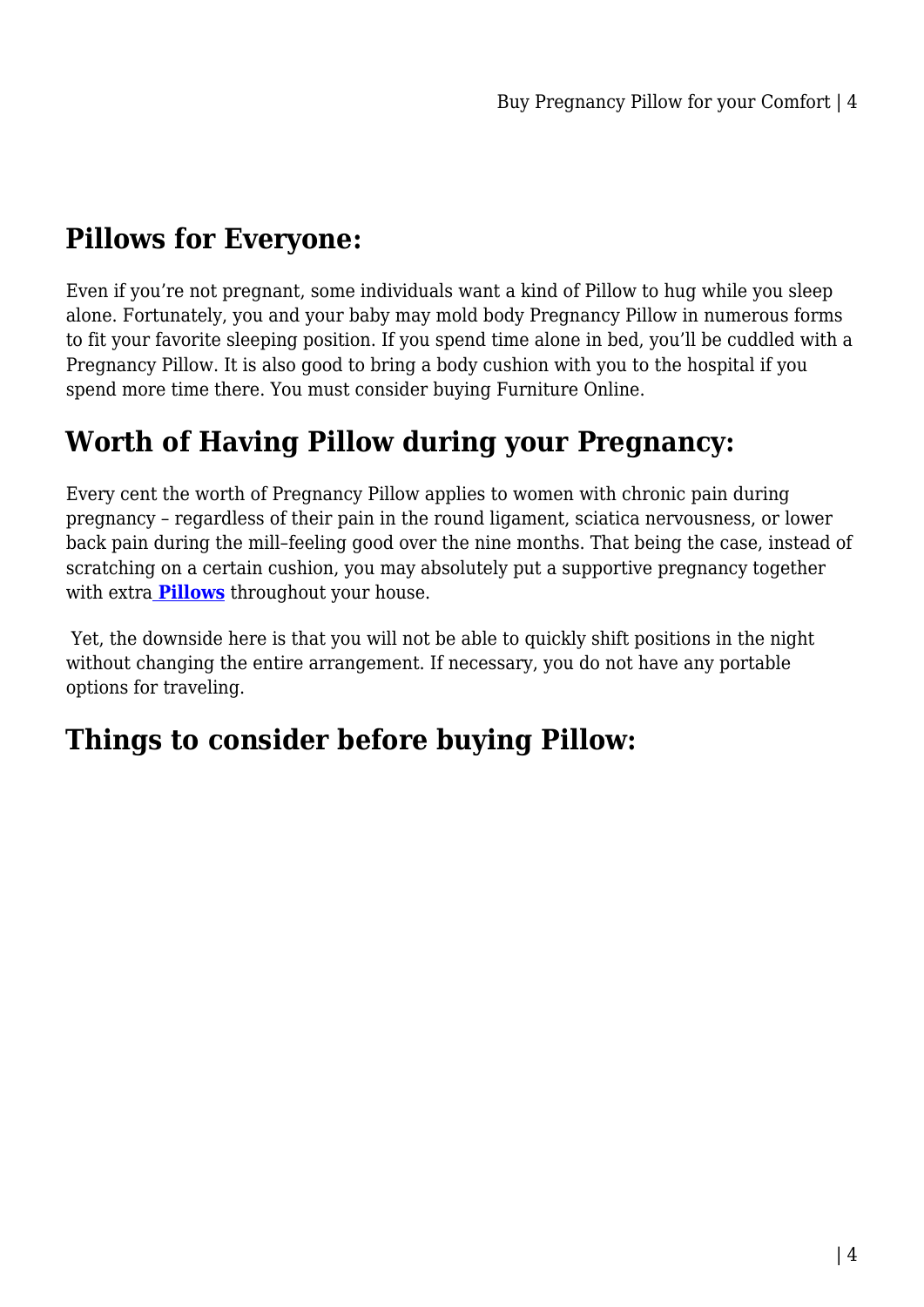## Pillows for Everyone:

Even if you're not pregnant, some individuals want a kind of Pillow to hug while you sleep alone. Fortunately, you and your baby may mold body Pregnancy Pillow in numerous forms to fit your favorite sleeping position. If you spend time alone in bed, you'll be cuddled with a Pregnancy Pillow. It is also good to bring a body cushion with you to the hospital if you spend more time there. You must consider buying Furniture Online.

## Worth of Having Pillow during your Pregnancy:

Every cent the worth of Pregnancy Pillow applies to women with chronic pain during pregnancy – regardless of their pain in the round ligament, sciatica nervousness, or lower back pain during the mill–feeling good over the nine months. That being the case, instead of scratching on a certain cushion, you may absolutely put a supportive pregnancy together with extra **Pillows** throughout your house.

Yet, the downside here is that you will not be able to quickly shift positions in the night without changing the entire arrangement. If necessary, you do not have any portable options for traveling.

## Things to consider before buying Pillow: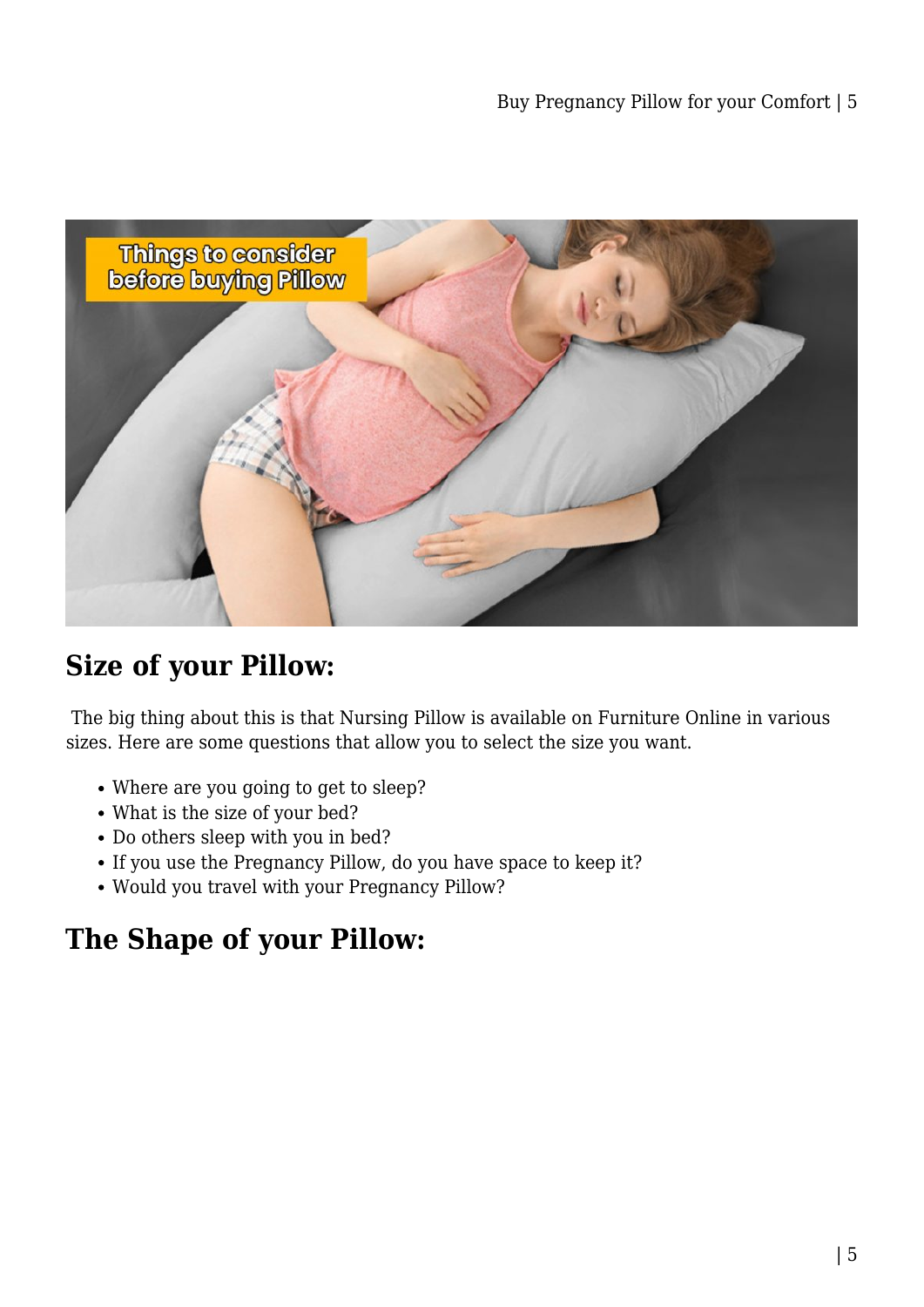## Size of your Pillow:

The big thing about this is that Nursing Pillow is available on Furniture Online in various sizes. Here are some questions that allow you to select the size you want.

- Where are you going to get to sleep?
- What is the size of your bed?
- Do others sleep with you in bed?
- If you use the Pregnancy Pillow, do you have space to keep it?
- Would you travel with your Pregnancy Pillow?

## The Shape of your Pillow: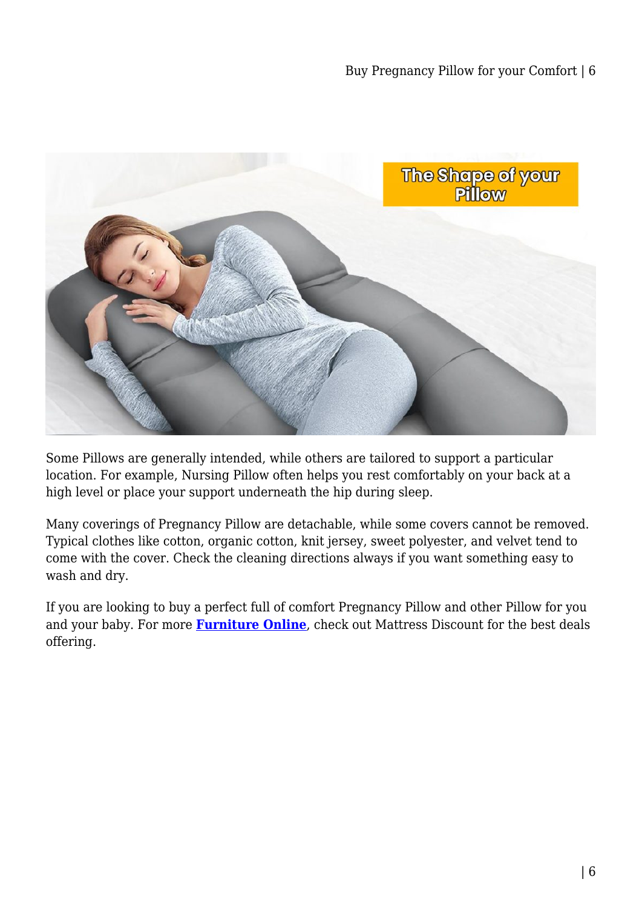Some Pillows are generally intended, while others are tailored to support a particular location. For example, Nursing Pillow often helps you rest comfortably on your back at a high level or place your support underneath the hip during sleep.

Many coverings of Pregnancy Pillow are detachable, while some covers cannot be removed. Typical clothes like cotton, organic cotton, knit jersey, sweet polyester, and velvet tend to come with the cover. Check the cleaning directions always if you want something easy to wash and dry.

If you are looking to buy a perfect full of comfort Pregnancy Pillow and other Pillow for you and your baby. For more **Furniture Online**, check out Mattress Discount for the best deals offering.